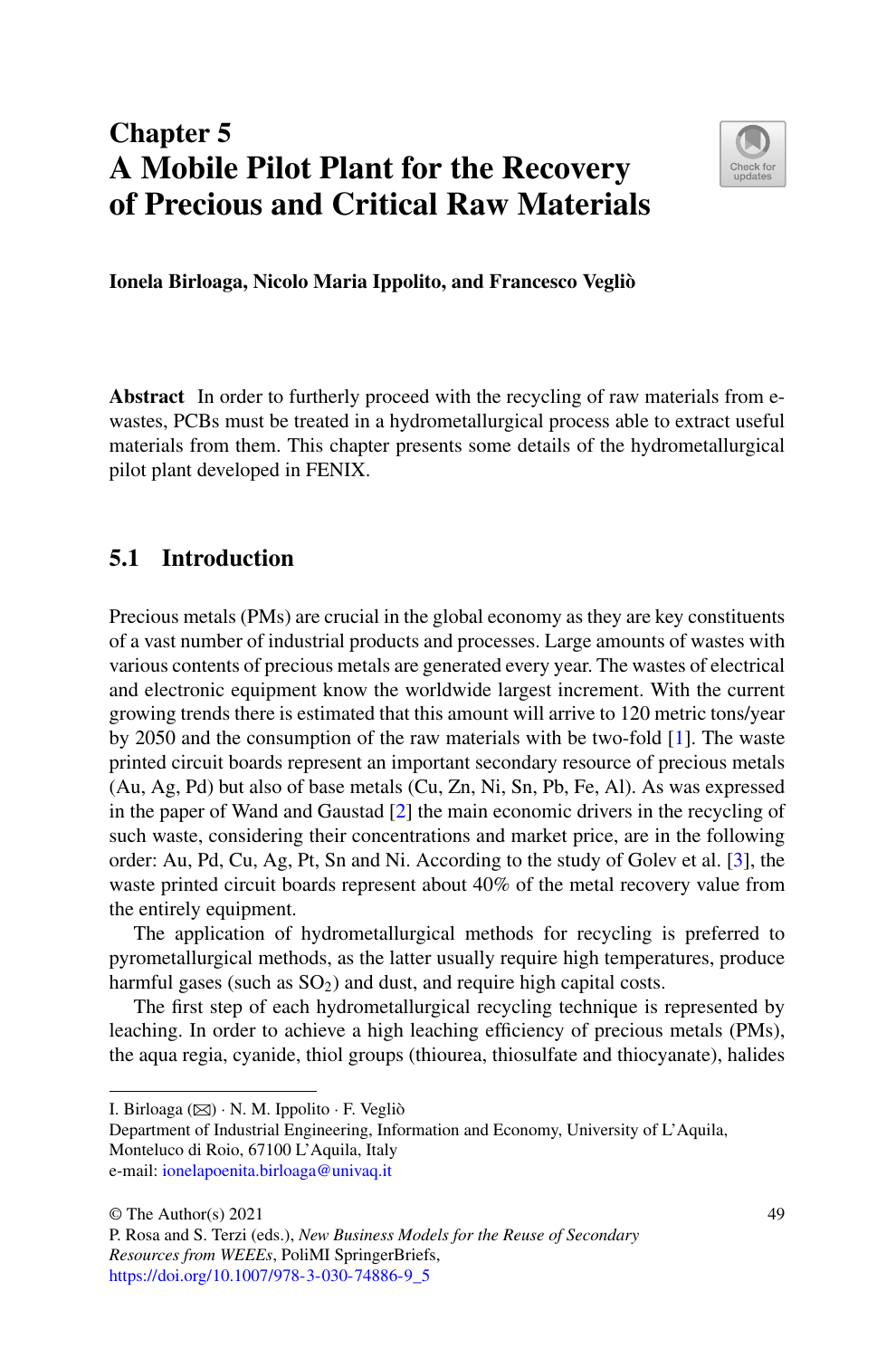# Chapter 5
# A Mobile Pilot Plant for the Recovery of Precious and Critical Raw Materials

**Ionela Birloaga, Nicolo Maria Ippolito, and Francesco Vegliò**

**Abstract** In order to furtherly proceed with the recycling of raw materials from e-wastes, PCBs must be treated in a hydrometallurgical process able to extract useful materials from them. This chapter presents some details of the hydrometallurgical pilot plant developed in FENIX.

## 5.1 Introduction

Precious metals (PMs) are crucial in the global economy as they are key constituents of a vast number of industrial products and processes. Large amounts of wastes with various contents of precious metals are generated every year. The wastes of electrical and electronic equipment know the worldwide largest increment. With the current growing trends there is estimated that this amount will arrive to 120 metric tons/year by 2050 and the consumption of the raw materials with be two-fold [1]. The waste printed circuit boards represent an important secondary resource of precious metals (Au, Ag, Pd) but also of base metals (Cu, Zn, Ni, Sn, Pb, Fe, Al). As was expressed in the paper of Wand and Gaustad [2] the main economic drivers in the recycling of such waste, considering their concentrations and market price, are in the following order: Au, Pd, Cu, Ag, Pt, Sn and Ni. According to the study of Golev et al. [3], the waste printed circuit boards represent about 40% of the metal recovery value from the entirely equipment.

The application of hydrometallurgical methods for recycling is preferred to pyrometallurgical methods, as the latter usually require high temperatures, produce harmful gases (such as $SO_2$) and dust, and require high capital costs.

The first step of each hydrometallurgical recycling technique is represented by leaching. In order to achieve a high leaching efficiency of precious metals (PMs), the aqua regia, cyanide, thiol groups (thiourea, thiosulfate and thiocyanate), halides

---

I. Birloaga (✉) · N. M. Ippolito · F. Vegliò
Department of Industrial Engineering, Information and Economy, University of L'Aquila, Monteluco di Roio, 67100 L'Aquila, Italy
e-mail: ionelapoenita.birloaga@univaq.it

© The Author(s) 2021
P. Rosa and S. Terzi (eds.), *New Business Models for the Reuse of Secondary Resources from WEEEs*, PoliMI SpringerBriefs,
https://doi.org/10.1007/978-3-030-74886-9_5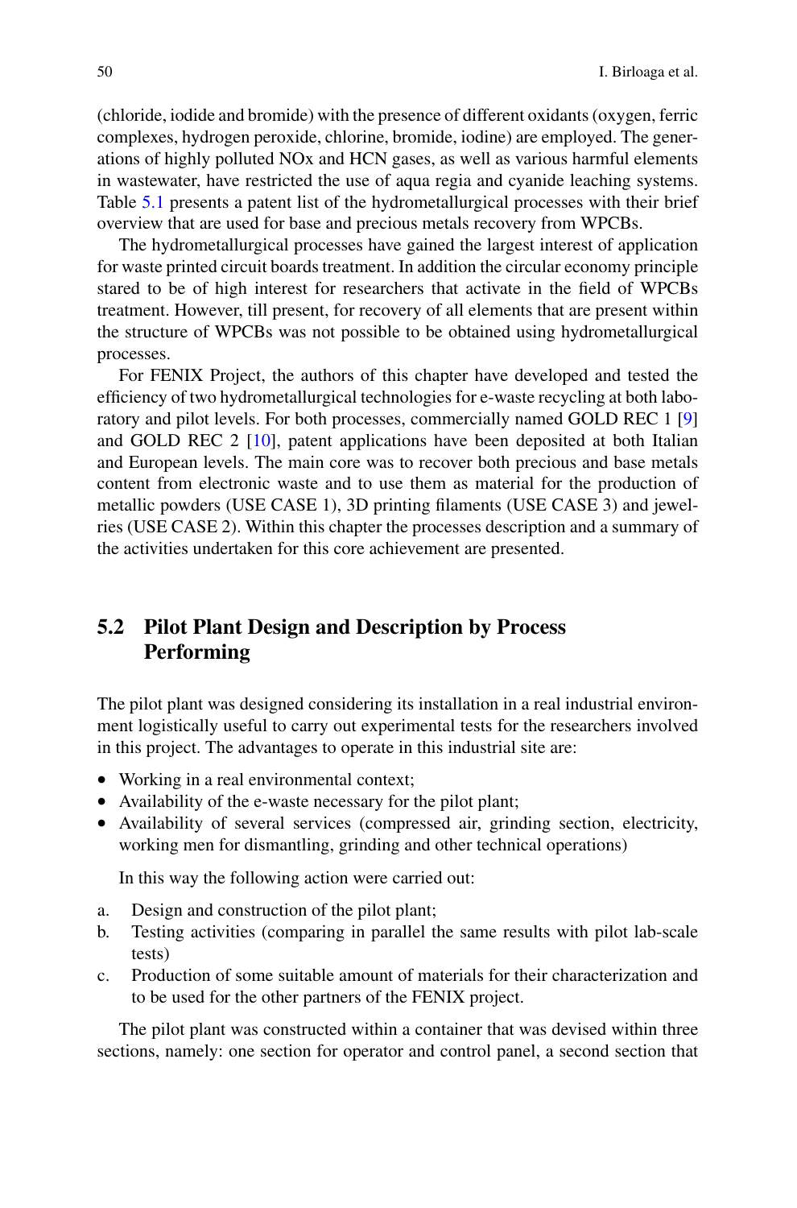(chloride, iodide and bromide) with the presence of different oxidants (oxygen, ferric complexes, hydrogen peroxide, chlorine, bromide, iodine) are employed. The generations of highly polluted NOx and HCN gases, as well as various harmful elements in wastewater, have restricted the use of aqua regia and cyanide leaching systems. Table 5.1 presents a patent list of the hydrometallurgical processes with their brief overview that are used for base and precious metals recovery from WPCBs.

The hydrometallurgical processes have gained the largest interest of application for waste printed circuit boards treatment. In addition the circular economy principle stared to be of high interest for researchers that activate in the field of WPCBs treatment. However, till present, for recovery of all elements that are present within the structure of WPCBs was not possible to be obtained using hydrometallurgical processes.

For FENIX Project, the authors of this chapter have developed and tested the efficiency of two hydrometallurgical technologies for e-waste recycling at both laboratory and pilot levels. For both processes, commercially named GOLD REC 1 [9] and GOLD REC 2 [10], patent applications have been deposited at both Italian and European levels. The main core was to recover both precious and base metals content from electronic waste and to use them as material for the production of metallic powders (USE CASE 1), 3D printing filaments (USE CASE 3) and jewelries (USE CASE 2). Within this chapter the processes description and a summary of the activities undertaken for this core achievement are presented.

## 5.2 Pilot Plant Design and Description by Process Performing

The pilot plant was designed considering its installation in a real industrial environment logistically useful to carry out experimental tests for the researchers involved in this project. The advantages to operate in this industrial site are:

- Working in a real environmental context;
- Availability of the e-waste necessary for the pilot plant;
- Availability of several services (compressed air, grinding section, electricity, working men for dismantling, grinding and other technical operations)

In this way the following action were carried out:

a. Design and construction of the pilot plant;
b. Testing activities (comparing in parallel the same results with pilot lab-scale tests)
c. Production of some suitable amount of materials for their characterization and to be used for the other partners of the FENIX project.

The pilot plant was constructed within a container that was devised within three sections, namely: one section for operator and control panel, a second section that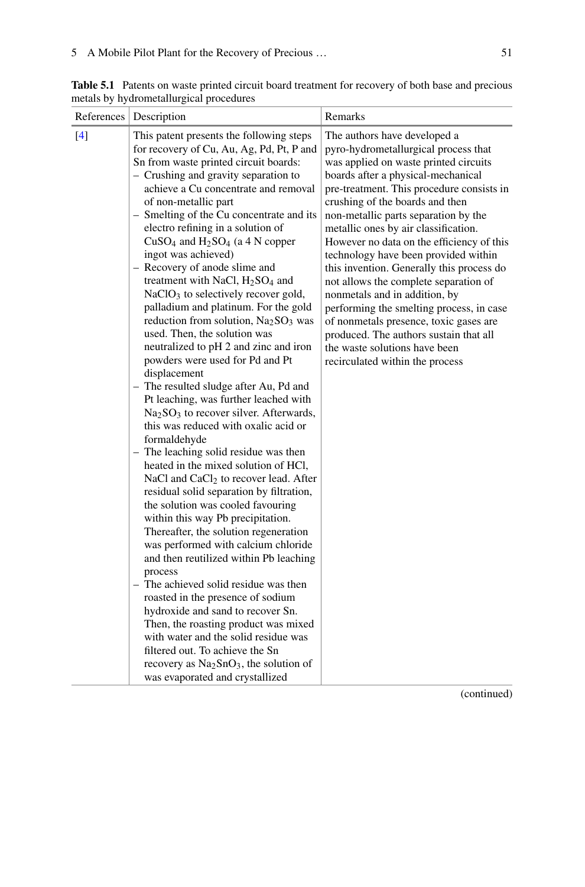**Table 5.1** Patents on waste printed circuit board treatment for recovery of both base and precious metals by hydrometallurgical procedures

| References | Description | Remarks |
|---|---|---|
| [4] | This patent presents the following steps for recovery of Cu, Au, Ag, Pd, Pt, P and Sn from waste printed circuit boards:<br>– Crushing and gravity separation to achieve a Cu concentrate and removal of non-metallic part<br>– Smelting of the Cu concentrate and its electro refining in a solution of $CuSO_4$ and $H_2SO_4$ (a 4 N copper ingot was achieved)<br>– Recovery of anode slime and treatment with NaCl, $H_2SO_4$ and $NaClO_3$ to selectively recover gold, palladium and platinum. For the gold reduction from solution, $Na_2SO_3$ was used. Then, the solution was neutralized to pH 2 and zinc and iron powders were used for Pd and Pt displacement<br>– The resulted sludge after Au, Pd and Pt leaching, was further leached with $Na_2SO_3$ to recover silver. Afterwards, this was reduced with oxalic acid or formaldehyde<br>– The leaching solid residue was then heated in the mixed solution of HCl, NaCl and $CaCl_2$ to recover lead. After residual solid separation by filtration, the solution was cooled favouring within this way Pb precipitation. Thereafter, the solution regeneration was performed with calcium chloride and then reutilized within Pb leaching process<br>– The achieved solid residue was then roasted in the presence of sodium hydroxide and sand to recover Sn. Then, the roasting product was mixed with water and the solid residue was filtered out. To achieve the Sn recovery as $Na_2SnO_3$, the solution of was evaporated and crystallized | The authors have developed a pyro-hydrometallurgical process that was applied on waste printed circuits boards after a physical-mechanical pre-treatment. This procedure consists in crushing of the boards and then non-metallic parts separation by the metallic ones by air classification. However no data on the efficiency of this technology have been provided within this invention. Generally this process do not allows the complete separation of nonmetals and in addition, by performing the smelting process, in case of nonmetals presence, toxic gases are produced. The authors sustain that all the waste solutions have been recirculated within the process |

(continued)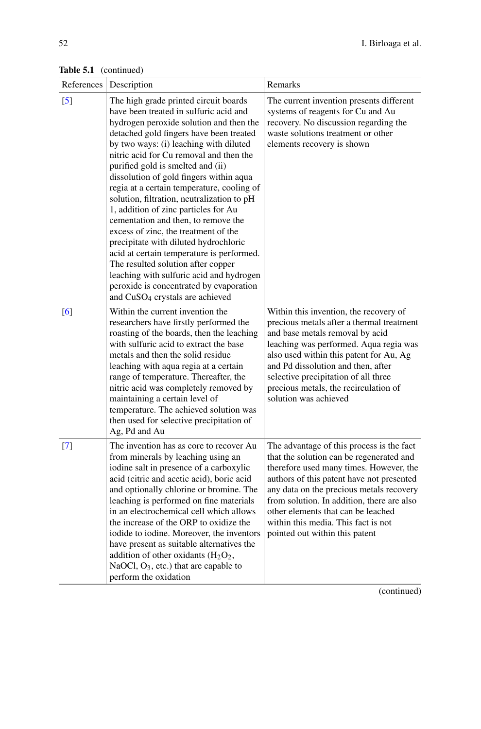**Table 5.1** (continued)

| References | Description | Remarks |
|---|---|---|
| [5] | The high grade printed circuit boards have been treated in sulfuric acid and hydrogen peroxide solution and then the detached gold fingers have been treated by two ways: (i) leaching with diluted nitric acid for Cu removal and then the purified gold is smelted and (ii) dissolution of gold fingers within aqua regia at a certain temperature, cooling of solution, filtration, neutralization to pH 1, addition of zinc particles for Au cementation and then, to remove the excess of zinc, the treatment of the precipitate with diluted hydrochloric acid at certain temperature is performed. The resulted solution after copper leaching with sulfuric acid and hydrogen peroxide is concentrated by evaporation and $CuSO_4$ crystals are achieved | The current invention presents different systems of reagents for Cu and Au recovery. No discussion regarding the waste solutions treatment or other elements recovery is shown |
| [6] | Within the current invention the researchers have firstly performed the roasting of the boards, then the leaching with sulfuric acid to extract the base metals and then the solid residue leaching with aqua regia at a certain range of temperature. Thereafter, the nitric acid was completely removed by maintaining a certain level of temperature. The achieved solution was then used for selective precipitation of Ag, Pd and Au | Within this invention, the recovery of precious metals after a thermal treatment and base metals removal by acid leaching was performed. Aqua regia was also used within this patent for Au, Ag and Pd dissolution and then, after selective precipitation of all three precious metals, the recirculation of solution was achieved |
| [7] | The invention has as core to recover Au from minerals by leaching using an iodine salt in presence of a carboxylic acid (citric and acetic acid), boric acid and optionally chlorine or bromine. The leaching is performed on fine materials in an electrochemical cell which allows the increase of the ORP to oxidize the iodide to iodine. Moreover, the inventors have present as suitable alternatives the addition of other oxidants ($H_2O_2$, NaOCl, $O_3$, etc.) that are capable to perform the oxidation | The advantage of this process is the fact that the solution can be regenerated and therefore used many times. However, the authors of this patent have not presented any data on the precious metals recovery from solution. In addition, there are also other elements that can be leached within this media. This fact is not pointed out within this patent |

(continued)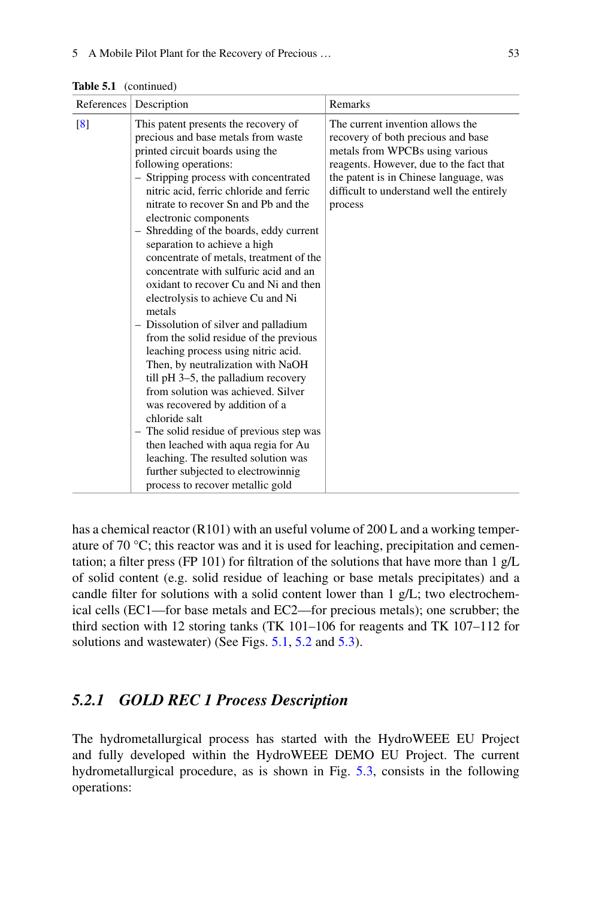**Table 5.1** (continued)

| References | Description | Remarks |
|---|---|---|
| [8] | This patent presents the recovery of precious and base metals from waste printed circuit boards using the following operations:<br>– Stripping process with concentrated nitric acid, ferric chloride and ferric nitrate to recover Sn and Pb and the electronic components<br>– Shredding of the boards, eddy current separation to achieve a high concentrate of metals, treatment of the concentrate with sulfuric acid and an oxidant to recover Cu and Ni and then electrolysis to achieve Cu and Ni metals<br>– Dissolution of silver and palladium from the solid residue of the previous leaching process using nitric acid. Then, by neutralization with NaOH till pH 3–5, the palladium recovery from solution was achieved. Silver was recovered by addition of a chloride salt<br>– The solid residue of previous step was then leached with aqua regia for Au leaching. The resulted solution was further subjected to electrowinnig process to recover metallic gold | The current invention allows the recovery of both precious and base metals from WPCBs using various reagents. However, due to the fact that the patent is in Chinese language, was difficult to understand well the entirely process |

has a chemical reactor (R101) with an useful volume of 200 L and a working temperature of 70 °C; this reactor was and it is used for leaching, precipitation and cementation; a filter press (FP 101) for filtration of the solutions that have more than 1 g/L of solid content (e.g. solid residue of leaching or base metals precipitates) and a candle filter for solutions with a solid content lower than 1 g/L; two electrochemical cells (EC1—for base metals and EC2—for precious metals); one scrubber; the third section with 12 storing tanks (TK 101–106 for reagents and TK 107–112 for solutions and wastewater) (See Figs. 5.1, 5.2 and 5.3).

### *5.2.1 GOLD REC 1 Process Description*

The hydrometallurgical process has started with the HydroWEEE EU Project and fully developed within the HydroWEEE DEMO EU Project. The current hydrometallurgical procedure, as is shown in Fig. 5.3, consists in the following operations: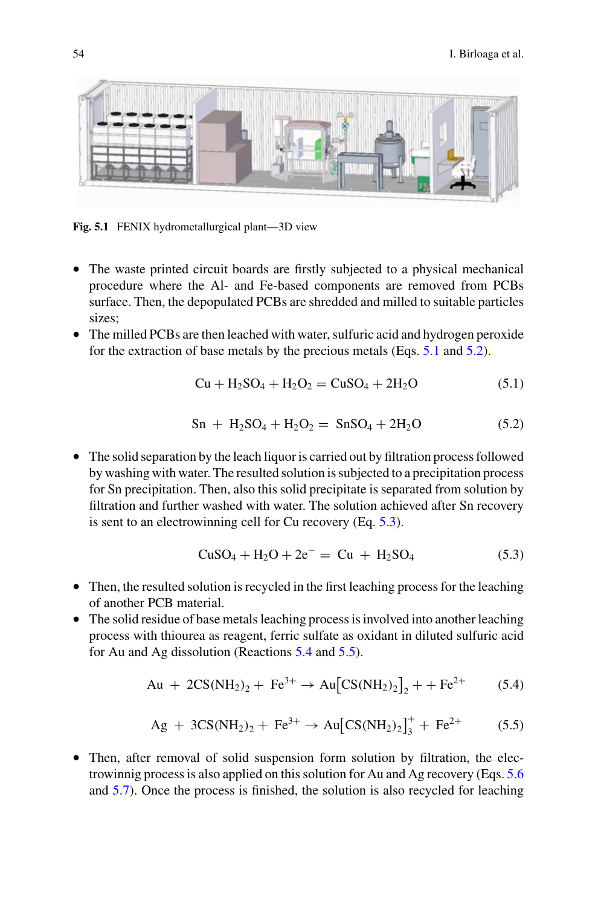Fig. 5.1 FENIX hydrometallurgical plant—3D view

- The waste printed circuit boards are firstly subjected to a physical mechanical procedure where the Al- and Fe-based components are removed from PCBs surface. Then, the depopulated PCBs are shredded and milled to suitable particles sizes;
- The milled PCBs are then leached with water, sulfuric acid and hydrogen peroxide for the extraction of base metals by the precious metals (Eqs. 5.1 and 5.2).

$$Cu + H_2SO_4 + H_2O_2 = CuSO_4 + 2H_2O \tag{5.1}$$

$$Sn + H_2SO_4 + H_2O_2 = SnSO_4 + 2H_2O \tag{5.2}$$

- The solid separation by the leach liquor is carried out by filtration process followed by washing with water. The resulted solution is subjected to a precipitation process for Sn precipitation. Then, also this solid precipitate is separated from solution by filtration and further washed with water. The solution achieved after Sn recovery is sent to an electrowinning cell for Cu recovery (Eq. 5.3).

$$CuSO_4 + H_2O + 2e^- = Cu + H_2SO_4 \tag{5.3}$$

- Then, the resulted solution is recycled in the first leaching process for the leaching of another PCB material.
- The solid residue of base metals leaching process is involved into another leaching process with thiourea as reagent, ferric sulfate as oxidant in diluted sulfuric acid for Au and Ag dissolution (Reactions 5.4 and 5.5).

$$Au + 2CS(NH_2)_2 + Fe^{3+} \rightarrow Au\left[CS(NH_2)_2\right]_2 + + Fe^{2+} \tag{5.4}$$

$$Ag + 3CS(NH_2)_2 + Fe^{3+} \rightarrow Au\left[CS(NH_2)_2\right]_3^+ + Fe^{2+} \tag{5.5}$$

- Then, after removal of solid suspension form solution by filtration, the electrowinnig process is also applied on this solution for Au and Ag recovery (Eqs. 5.6 and 5.7). Once the process is finished, the solution is also recycled for leaching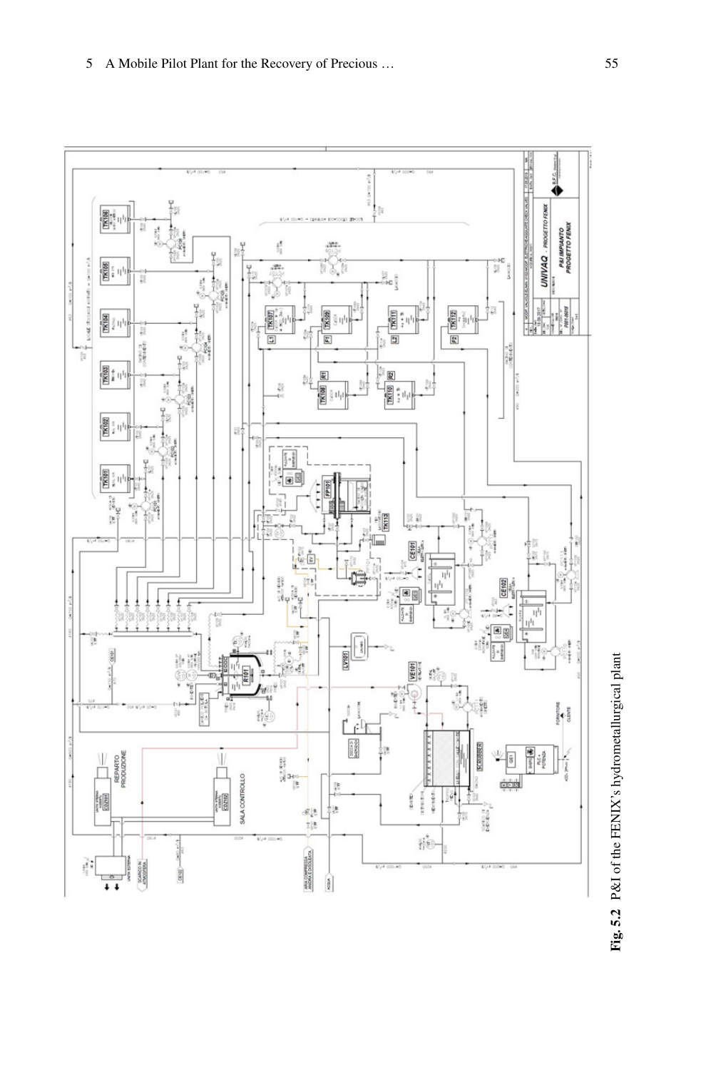Fig. 5.2 P&I of the FENIX's hydrometallurgical plant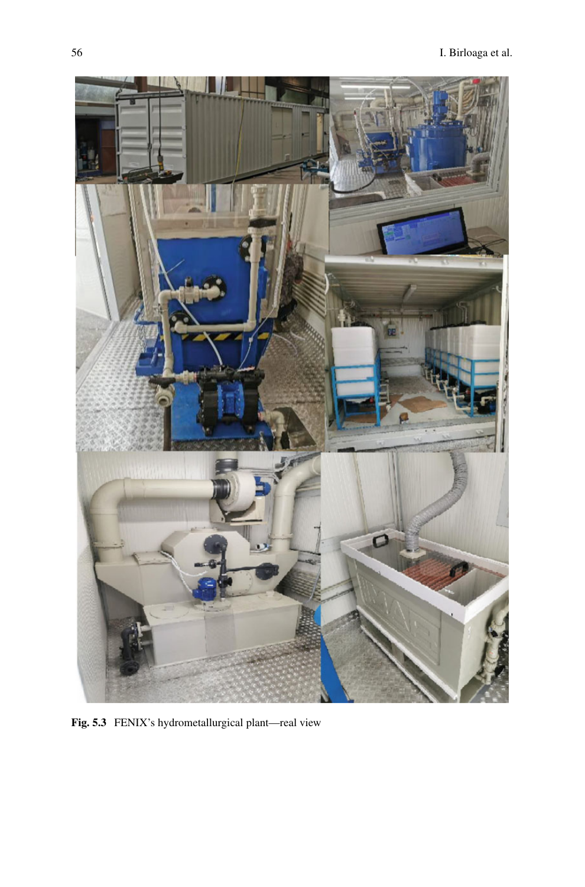**Fig. 5.3** FENIX's hydrometallurgical plant—real view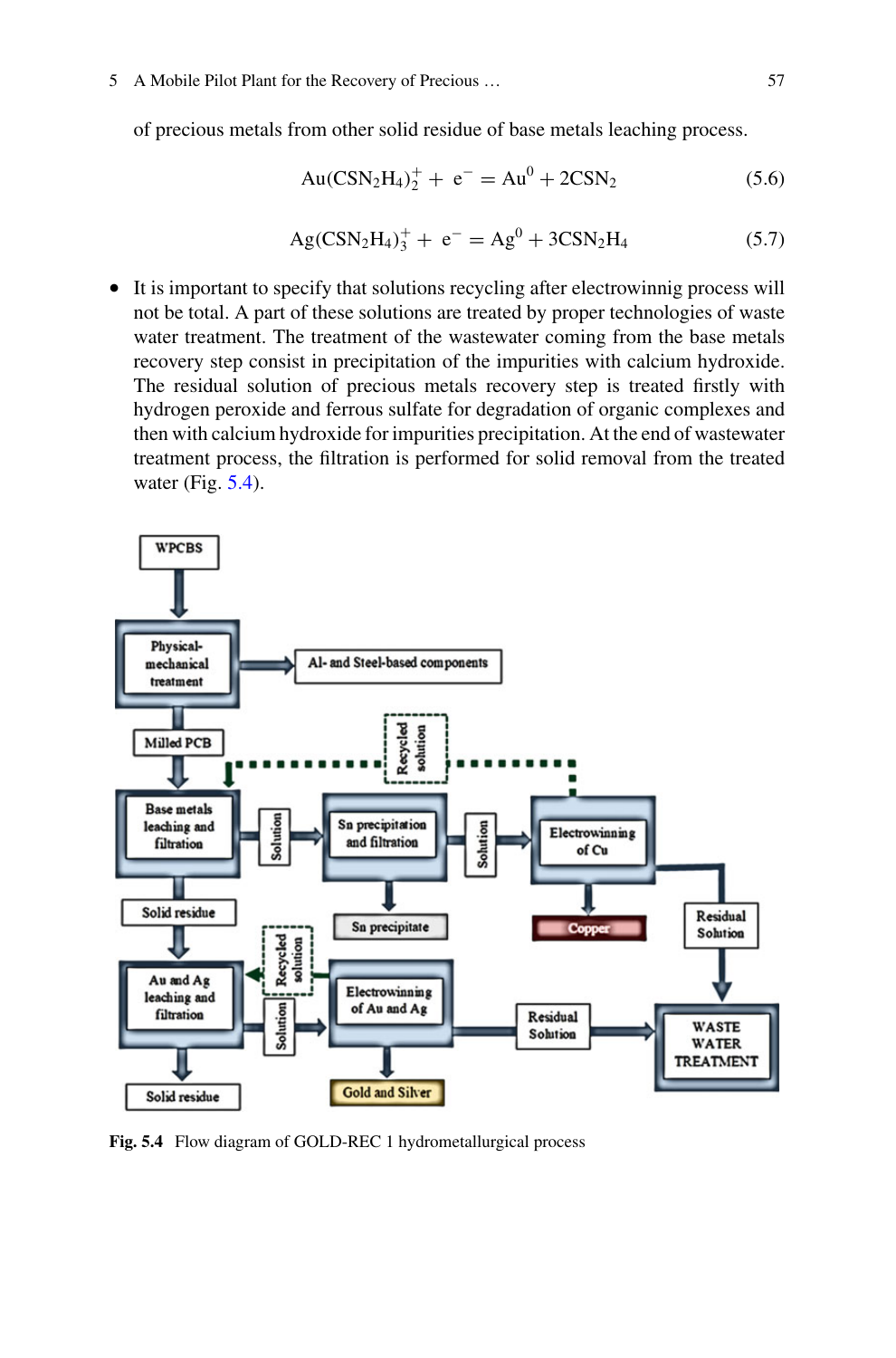of precious metals from other solid residue of base metals leaching process.

$$Au(CSN_2H_4)_2^+ + e^- = Au^0 + 2CSN_2 \tag{5.6}$$

$$Ag(CSN_2H_4)_3^+ + e^- = Ag^0 + 3CSN_2H_4 \tag{5.7}$$

- It is important to specify that solutions recycling after electrowinnig process will not be total. A part of these solutions are treated by proper technologies of waste water treatment. The treatment of the wastewater coming from the base metals recovery step consist in precipitation of the impurities with calcium hydroxide. The residual solution of precious metals recovery step is treated firstly with hydrogen peroxide and ferrous sulfate for degradation of organic complexes and then with calcium hydroxide for impurities precipitation. At the end of wastewater treatment process, the filtration is performed for solid removal from the treated water (Fig. 5.4).

**Fig. 5.4** Flow diagram of GOLD-REC 1 hydrometallurgical process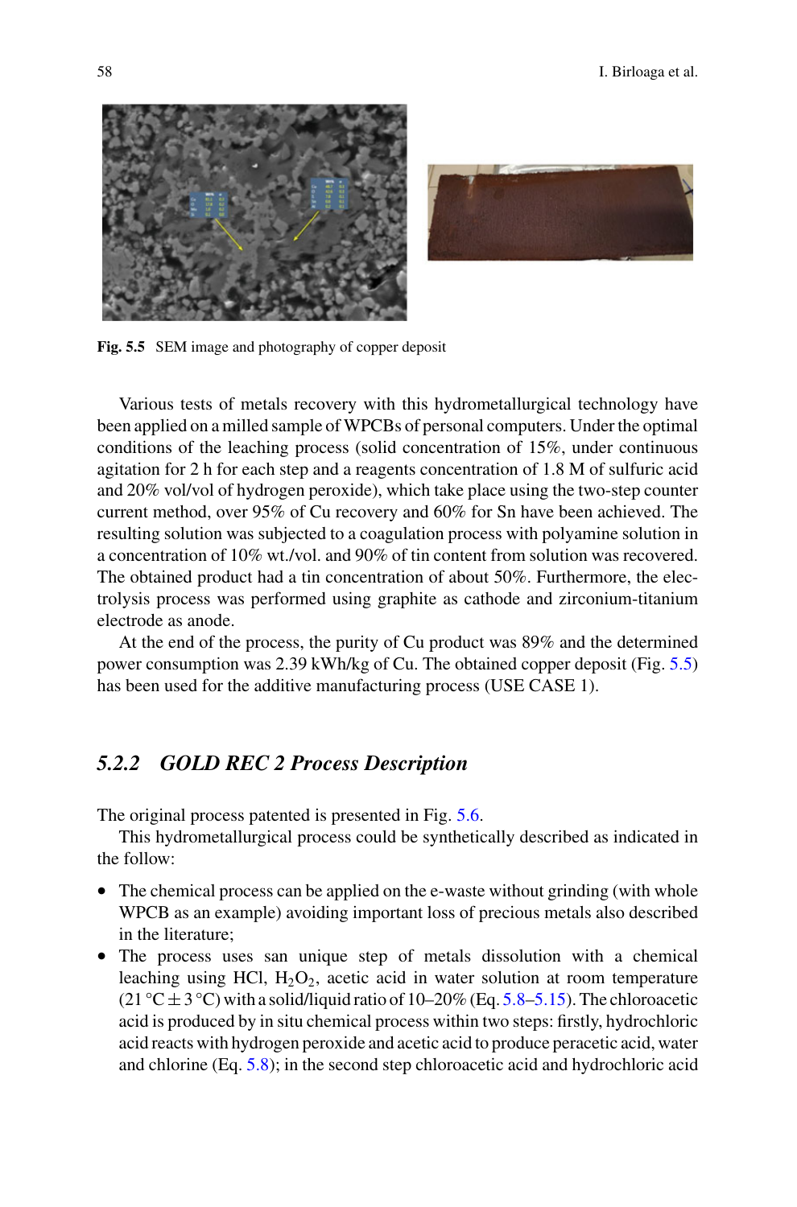Fig. 5.5 SEM image and photography of copper deposit

Various tests of metals recovery with this hydrometallurgical technology have been applied on a milled sample of WPCBs of personal computers. Under the optimal conditions of the leaching process (solid concentration of 15%, under continuous agitation for 2 h for each step and a reagents concentration of 1.8 M of sulfuric acid and 20% vol/vol of hydrogen peroxide), which take place using the two-step counter current method, over 95% of Cu recovery and 60% for Sn have been achieved. The resulting solution was subjected to a coagulation process with polyamine solution in a concentration of 10% wt./vol. and 90% of tin content from solution was recovered. The obtained product had a tin concentration of about 50%. Furthermore, the electrolysis process was performed using graphite as cathode and zirconium-titanium electrode as anode.

At the end of the process, the purity of Cu product was 89% and the determined power consumption was 2.39 kWh/kg of Cu. The obtained copper deposit (Fig. 5.5) has been used for the additive manufacturing process (USE CASE 1).

### *5.2.2 GOLD REC 2 Process Description*

The original process patented is presented in Fig. 5.6.

This hydrometallurgical process could be synthetically described as indicated in the follow:

- The chemical process can be applied on the e-waste without grinding (with whole WPCB as an example) avoiding important loss of precious metals also described in the literature;
- The process uses san unique step of metals dissolution with a chemical leaching using HCl, $H_2O_2$, acetic acid in water solution at room temperature (21 °C ± 3 °C) with a solid/liquid ratio of 10–20% (Eq. 5.8–5.15). The chloroacetic acid is produced by in situ chemical process within two steps: firstly, hydrochloric acid reacts with hydrogen peroxide and acetic acid to produce peracetic acid, water and chlorine (Eq. 5.8); in the second step chloroacetic acid and hydrochloric acid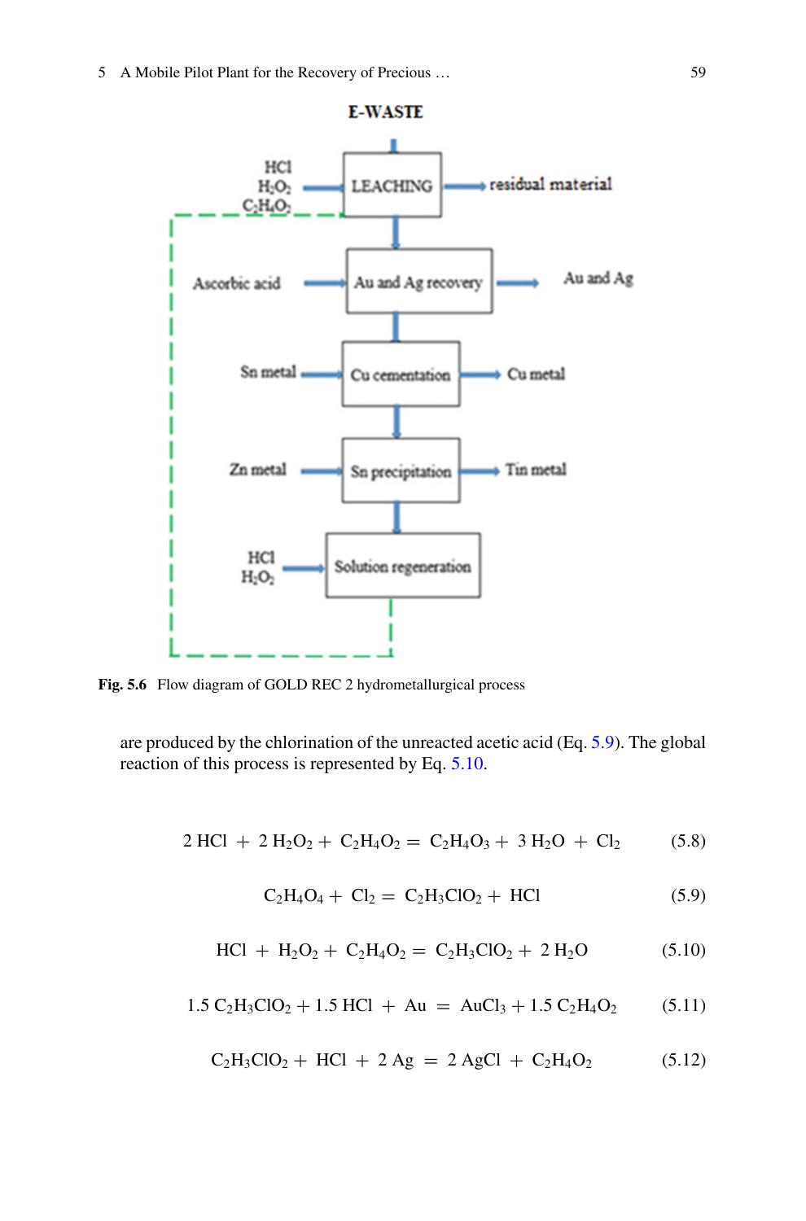**Fig. 5.6** Flow diagram of GOLD REC 2 hydrometallurgical process

are produced by the chlorination of the unreacted acetic acid (Eq. 5.9). The global reaction of this process is represented by Eq. 5.10.

$$2\,HCl + 2\,H_2O_2 + C_2H_4O_2 = C_2H_4O_3 + 3\,H_2O + Cl_2 \quad (5.8)$$

$$C_2H_4O_4 + Cl_2 = C_2H_3ClO_2 + HCl \quad (5.9)$$

$$HCl + H_2O_2 + C_2H_4O_2 = C_2H_3ClO_2 + 2\,H_2O \quad (5.10)$$

$$1.5\,C_2H_3ClO_2 + 1.5\,HCl + Au = AuCl_3 + 1.5\,C_2H_4O_2 \quad (5.11)$$

$$C_2H_3ClO_2 + HCl + 2\,Ag = 2\,AgCl + C_2H_4O_2 \quad (5.12)$$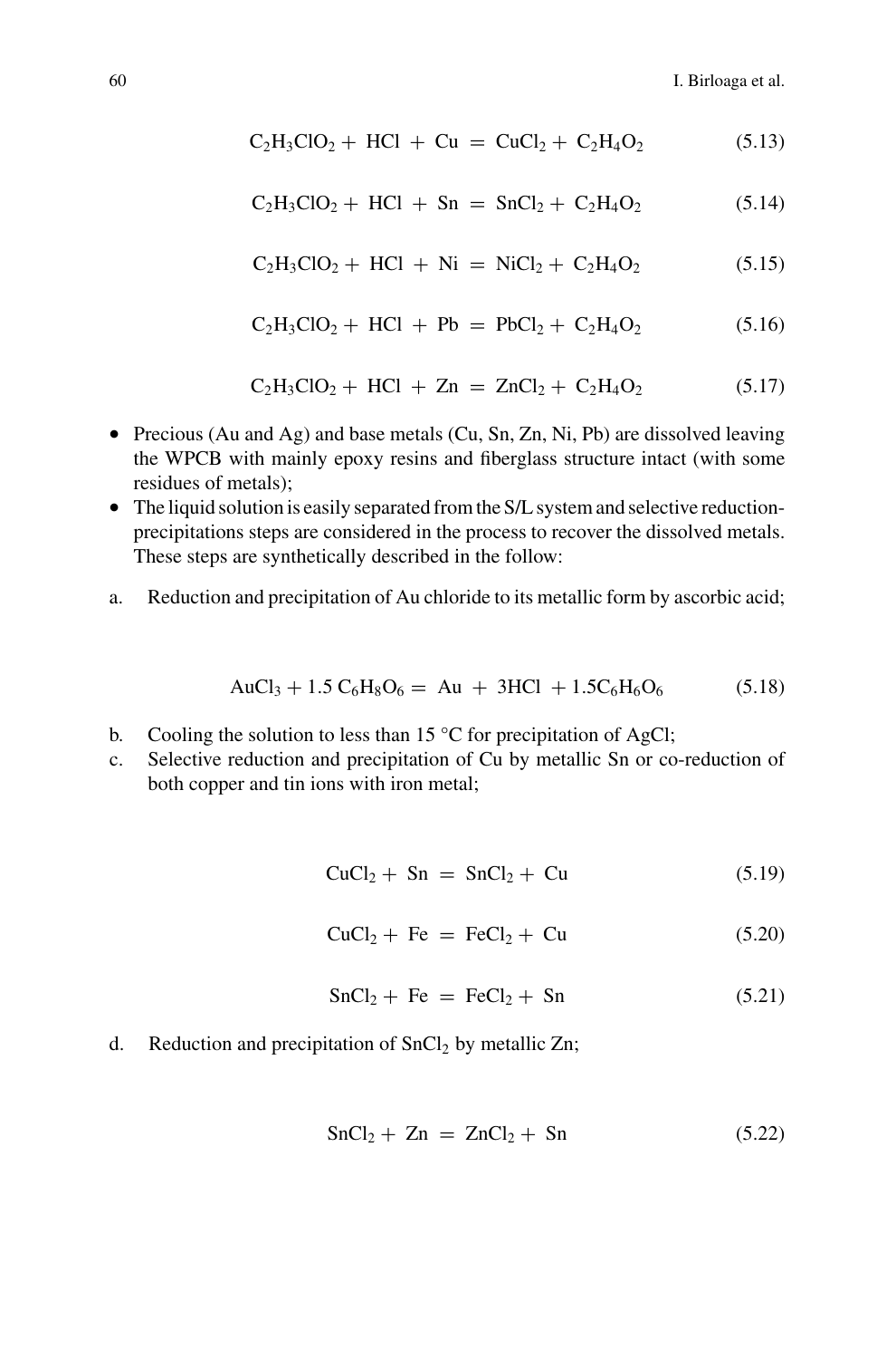$$C_2H_3ClO_2 + HCl + Cu = CuCl_2 + C_2H_4O_2 \quad (5.13)$$

$$C_2H_3ClO_2 + HCl + Sn = SnCl_2 + C_2H_4O_2 \quad (5.14)$$

$$C_2H_3ClO_2 + HCl + Ni = NiCl_2 + C_2H_4O_2 \quad (5.15)$$

$$C_2H_3ClO_2 + HCl + Pb = PbCl_2 + C_2H_4O_2 \quad (5.16)$$

$$C_2H_3ClO_2 + HCl + Zn = ZnCl_2 + C_2H_4O_2 \quad (5.17)$$

- Precious (Au and Ag) and base metals (Cu, Sn, Zn, Ni, Pb) are dissolved leaving the WPCB with mainly epoxy resins and fiberglass structure intact (with some residues of metals);
- The liquid solution is easily separated from the S/L system and selective reduction-precipitations steps are considered in the process to recover the dissolved metals. These steps are synthetically described in the follow:

a. Reduction and precipitation of Au chloride to its metallic form by ascorbic acid;

$$AuCl_3 + 1.5\,C_6H_8O_6 = Au + 3HCl + 1.5C_6H_6O_6 \quad (5.18)$$

b. Cooling the solution to less than 15 °C for precipitation of AgCl;

c. Selective reduction and precipitation of Cu by metallic Sn or co-reduction of both copper and tin ions with iron metal;

$$CuCl_2 + Sn = SnCl_2 + Cu \quad (5.19)$$

$$CuCl_2 + Fe = FeCl_2 + Cu \quad (5.20)$$

$$SnCl_2 + Fe = FeCl_2 + Sn \quad (5.21)$$

d. Reduction and precipitation of $SnCl_2$ by metallic Zn;

$$SnCl_2 + Zn = ZnCl_2 + Sn \quad (5.22)$$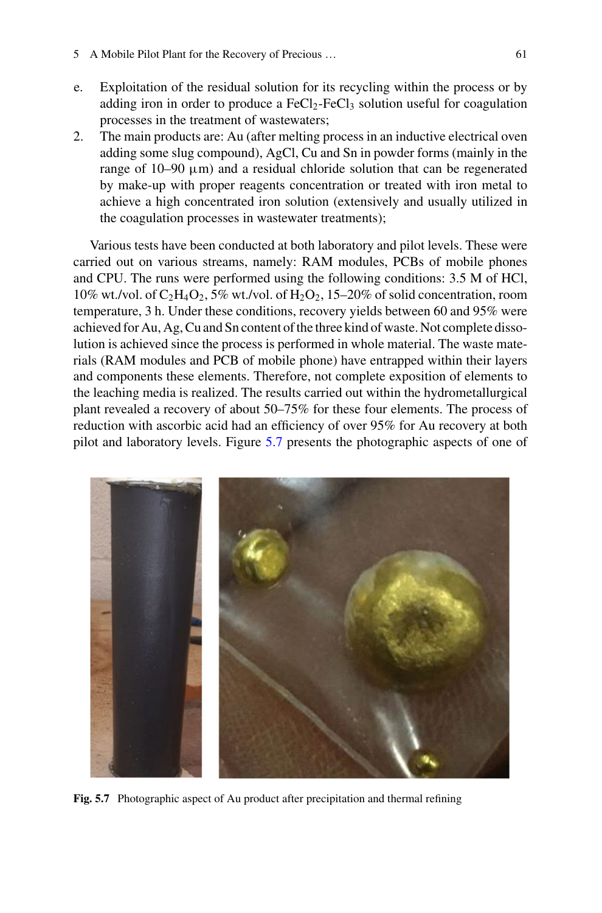e. Exploitation of the residual solution for its recycling within the process or by adding iron in order to produce a $FeCl_2$-$FeCl_3$ solution useful for coagulation processes in the treatment of wastewaters;

2. The main products are: Au (after melting process in an inductive electrical oven adding some slug compound), AgCl, Cu and Sn in powder forms (mainly in the range of 10–90 μm) and a residual chloride solution that can be regenerated by make-up with proper reagents concentration or treated with iron metal to achieve a high concentrated iron solution (extensively and usually utilized in the coagulation processes in wastewater treatments);

Various tests have been conducted at both laboratory and pilot levels. These were carried out on various streams, namely: RAM modules, PCBs of mobile phones and CPU. The runs were performed using the following conditions: 3.5 M of HCl, 10% wt./vol. of $C_2H_4O_2$, 5% wt./vol. of $H_2O_2$, 15–20% of solid concentration, room temperature, 3 h. Under these conditions, recovery yields between 60 and 95% were achieved for Au, Ag, Cu and Sn content of the three kind of waste. Not complete dissolution is achieved since the process is performed in whole material. The waste materials (RAM modules and PCB of mobile phone) have entrapped within their layers and components these elements. Therefore, not complete exposition of elements to the leaching media is realized. The results carried out within the hydrometallurgical plant revealed a recovery of about 50–75% for these four elements. The process of reduction with ascorbic acid had an efficiency of over 95% for Au recovery at both pilot and laboratory levels. Figure 5.7 presents the photographic aspects of one of

**Fig. 5.7** Photographic aspect of Au product after precipitation and thermal refining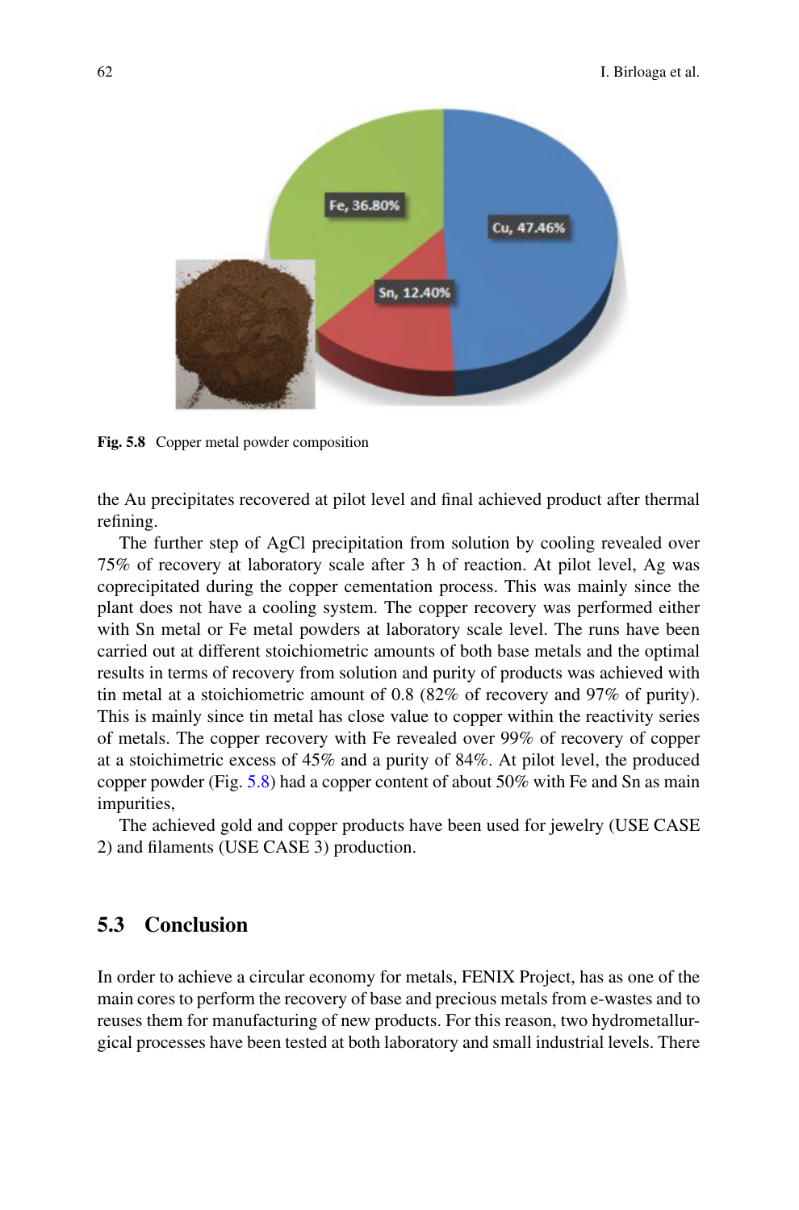Fig. 5.8 Copper metal powder composition

the Au precipitates recovered at pilot level and final achieved product after thermal refining.

The further step of AgCl precipitation from solution by cooling revealed over 75% of recovery at laboratory scale after 3 h of reaction. At pilot level, Ag was coprecipitated during the copper cementation process. This was mainly since the plant does not have a cooling system. The copper recovery was performed either with Sn metal or Fe metal powders at laboratory scale level. The runs have been carried out at different stoichiometric amounts of both base metals and the optimal results in terms of recovery from solution and purity of products was achieved with tin metal at a stoichiometric amount of 0.8 (82% of recovery and 97% of purity). This is mainly since tin metal has close value to copper within the reactivity series of metals. The copper recovery with Fe revealed over 99% of recovery of copper at a stoichimetric excess of 45% and a purity of 84%. At pilot level, the produced copper powder (Fig. 5.8) had a copper content of about 50% with Fe and Sn as main impurities,

The achieved gold and copper products have been used for jewelry (USE CASE 2) and filaments (USE CASE 3) production.

## 5.3 Conclusion

In order to achieve a circular economy for metals, FENIX Project, has as one of the main cores to perform the recovery of base and precious metals from e-wastes and to reuses them for manufacturing of new products. For this reason, two hydrometallurgical processes have been tested at both laboratory and small industrial levels. There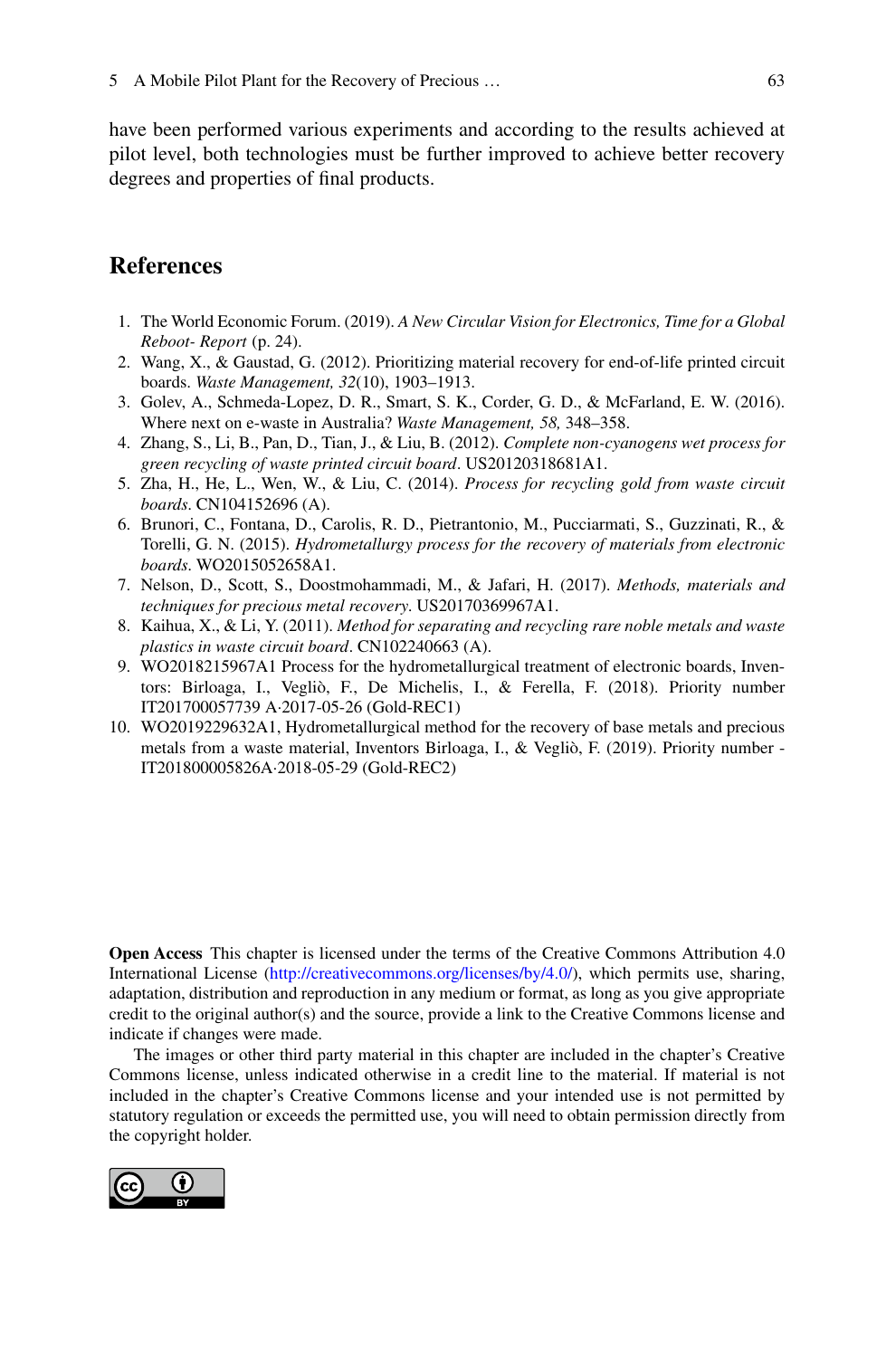have been performed various experiments and according to the results achieved at pilot level, both technologies must be further improved to achieve better recovery degrees and properties of final products.

## References

1. The World Economic Forum. (2019). *A New Circular Vision for Electronics, Time for a Global Reboot- Report* (p. 24).
2. Wang, X., & Gaustad, G. (2012). Prioritizing material recovery for end-of-life printed circuit boards. *Waste Management, 32*(10), 1903–1913.
3. Golev, A., Schmeda-Lopez, D. R., Smart, S. K., Corder, G. D., & McFarland, E. W. (2016). Where next on e-waste in Australia? *Waste Management, 58,* 348–358.
4. Zhang, S., Li, B., Pan, D., Tian, J., & Liu, B. (2012). *Complete non-cyanogens wet process for green recycling of waste printed circuit board*. US20120318681A1.
5. Zha, H., He, L., Wen, W., & Liu, C. (2014). *Process for recycling gold from waste circuit boards*. CN104152696 (A).
6. Brunori, C., Fontana, D., Carolis, R. D., Pietrantonio, M., Pucciarmati, S., Guzzinati, R., & Torelli, G. N. (2015). *Hydrometallurgy process for the recovery of materials from electronic boards*. WO2015052658A1.
7. Nelson, D., Scott, S., Doostmohammadi, M., & Jafari, H. (2017). *Methods, materials and techniques for precious metal recovery*. US20170369967A1.
8. Kaihua, X., & Li, Y. (2011). *Method for separating and recycling rare noble metals and waste plastics in waste circuit board*. CN102240663 (A).
9. WO2018215967A1 Process for the hydrometallurgical treatment of electronic boards, Inventors: Birloaga, I., Vegliò, F., De Michelis, I., & Ferella, F. (2018). Priority number IT201700057739 A·2017-05-26 (Gold-REC1)
10. WO2019229632A1, Hydrometallurgical method for the recovery of base metals and precious metals from a waste material, Inventors Birloaga, I., & Vegliò, F. (2019). Priority number - IT201800005826A·2018-05-29 (Gold-REC2)

**Open Access** This chapter is licensed under the terms of the Creative Commons Attribution 4.0 International License (http://creativecommons.org/licenses/by/4.0/), which permits use, sharing, adaptation, distribution and reproduction in any medium or format, as long as you give appropriate credit to the original author(s) and the source, provide a link to the Creative Commons license and indicate if changes were made.

The images or other third party material in this chapter are included in the chapter's Creative Commons license, unless indicated otherwise in a credit line to the material. If material is not included in the chapter's Creative Commons license and your intended use is not permitted by statutory regulation or exceeds the permitted use, you will need to obtain permission directly from the copyright holder.